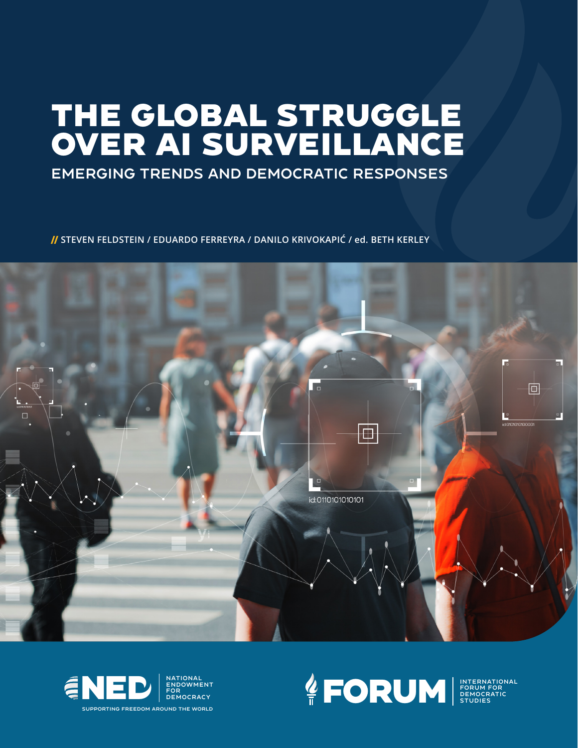# THE GLOBAL STRUGGLE OVER AI SURVEILLANCE

## EMERGING TRENDS AND DEMOCRATIC RESPONSES

// STEVEN FELDSTEIN / EDUARDO FERREYRA / DANILO KRIVOKAPIĆ / ed. BETH KERLEY

NED | NATIONAL ENDOWMENT FOR DEMOCRACY
SUPPORTING FREEDOM AROUND THE WORLD

FORUM | INTERNATIONAL FORUM FOR DEMOCRATIC STUDIES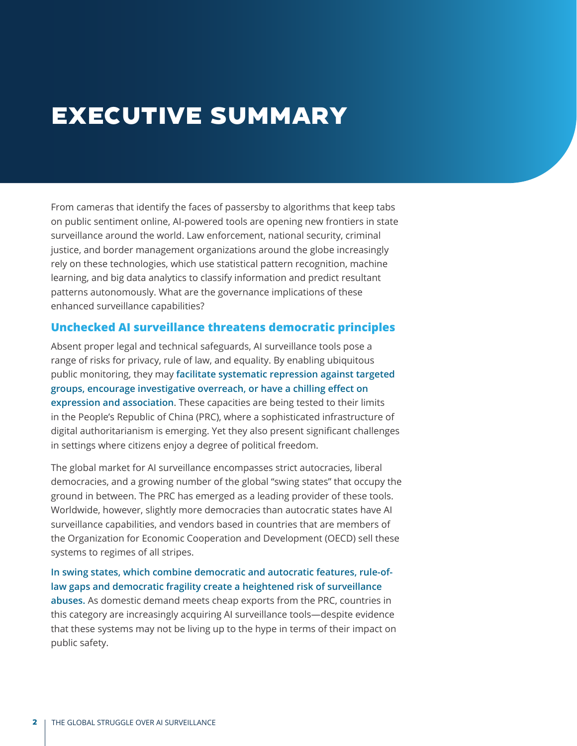# EXECUTIVE SUMMARY

From cameras that identify the faces of passersby to algorithms that keep tabs on public sentiment online, AI-powered tools are opening new frontiers in state surveillance around the world. Law enforcement, national security, criminal justice, and border management organizations around the globe increasingly rely on these technologies, which use statistical pattern recognition, machine learning, and big data analytics to classify information and predict resultant patterns autonomously. What are the governance implications of these enhanced surveillance capabilities?

## Unchecked AI surveillance threatens democratic principles

Absent proper legal and technical safeguards, AI surveillance tools pose a range of risks for privacy, rule of law, and equality. By enabling ubiquitous public monitoring, they may **facilitate systematic repression against targeted groups, encourage investigative overreach, or have a chilling effect on expression and association**. These capacities are being tested to their limits in the People's Republic of China (PRC), where a sophisticated infrastructure of digital authoritarianism is emerging. Yet they also present significant challenges in settings where citizens enjoy a degree of political freedom.

The global market for AI surveillance encompasses strict autocracies, liberal democracies, and a growing number of the global "swing states" that occupy the ground in between. The PRC has emerged as a leading provider of these tools. Worldwide, however, slightly more democracies than autocratic states have AI surveillance capabilities, and vendors based in countries that are members of the Organization for Economic Cooperation and Development (OECD) sell these systems to regimes of all stripes.

**In swing states, which combine democratic and autocratic features, rule-of-law gaps and democratic fragility create a heightened risk of surveillance abuses.** As domestic demand meets cheap exports from the PRC, countries in this category are increasingly acquiring AI surveillance tools—despite evidence that these systems may not be living up to the hype in terms of their impact on public safety.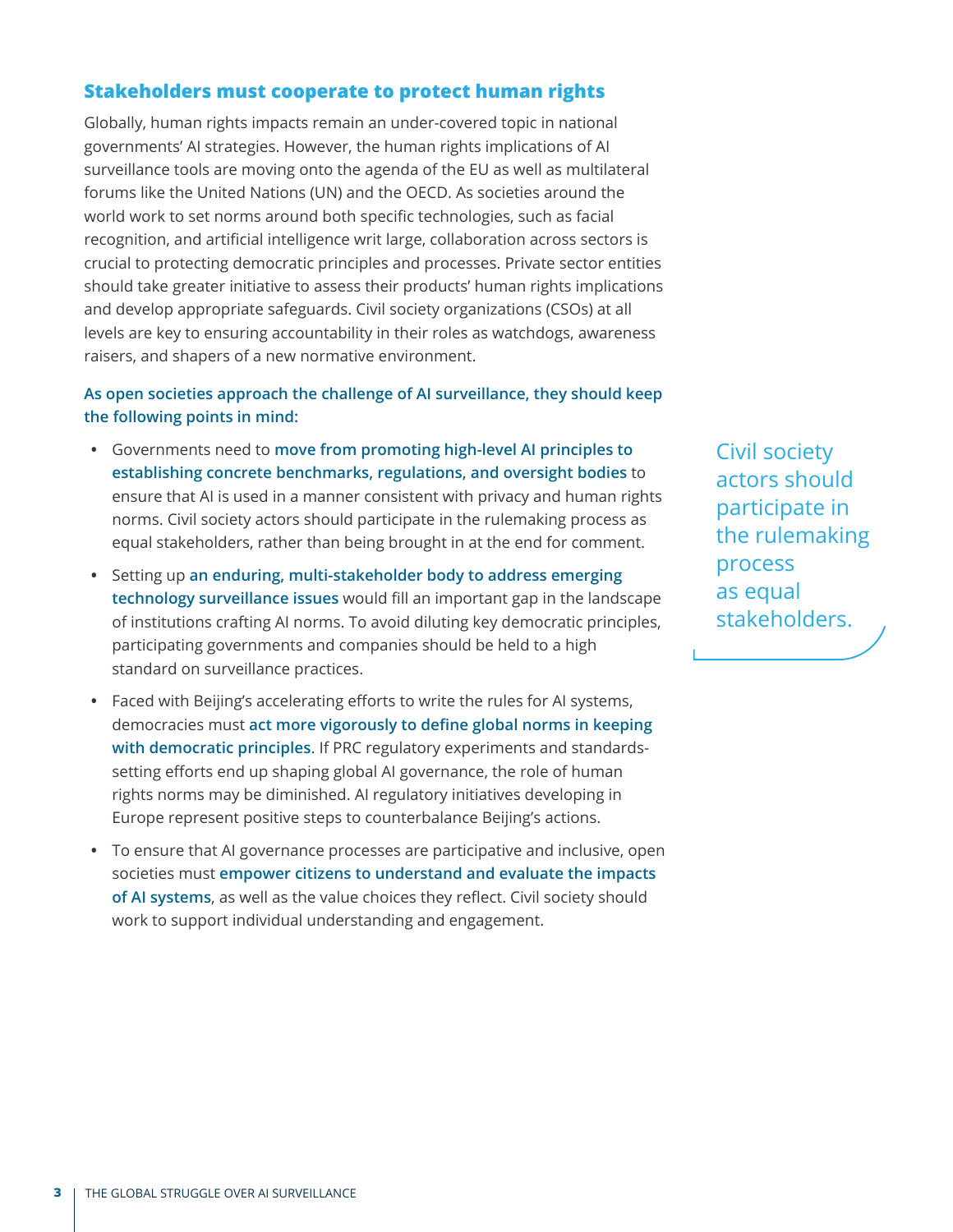## Stakeholders must cooperate to protect human rights

Globally, human rights impacts remain an under-covered topic in national governments' AI strategies. However, the human rights implications of AI surveillance tools are moving onto the agenda of the EU as well as multilateral forums like the United Nations (UN) and the OECD. As societies around the world work to set norms around both specific technologies, such as facial recognition, and artificial intelligence writ large, collaboration across sectors is crucial to protecting democratic principles and processes. Private sector entities should take greater initiative to assess their products' human rights implications and develop appropriate safeguards. Civil society organizations (CSOs) at all levels are key to ensuring accountability in their roles as watchdogs, awareness raisers, and shapers of a new normative environment.

**As open societies approach the challenge of AI surveillance, they should keep the following points in mind:**

- Governments need to **move from promoting high-level AI principles to establishing concrete benchmarks, regulations, and oversight bodies** to ensure that AI is used in a manner consistent with privacy and human rights norms. Civil society actors should participate in the rulemaking process as equal stakeholders, rather than being brought in at the end for comment.
- Setting up **an enduring, multi-stakeholder body to address emerging technology surveillance issues** would fill an important gap in the landscape of institutions crafting AI norms. To avoid diluting key democratic principles, participating governments and companies should be held to a high standard on surveillance practices.
- Faced with Beijing's accelerating efforts to write the rules for AI systems, democracies must **act more vigorously to define global norms in keeping with democratic principles**. If PRC regulatory experiments and standards-setting efforts end up shaping global AI governance, the role of human rights norms may be diminished. AI regulatory initiatives developing in Europe represent positive steps to counterbalance Beijing's actions.
- To ensure that AI governance processes are participative and inclusive, open societies must **empower citizens to understand and evaluate the impacts of AI systems**, as well as the value choices they reflect. Civil society should work to support individual understanding and engagement.

> Civil society actors should participate in the rulemaking process as equal stakeholders.